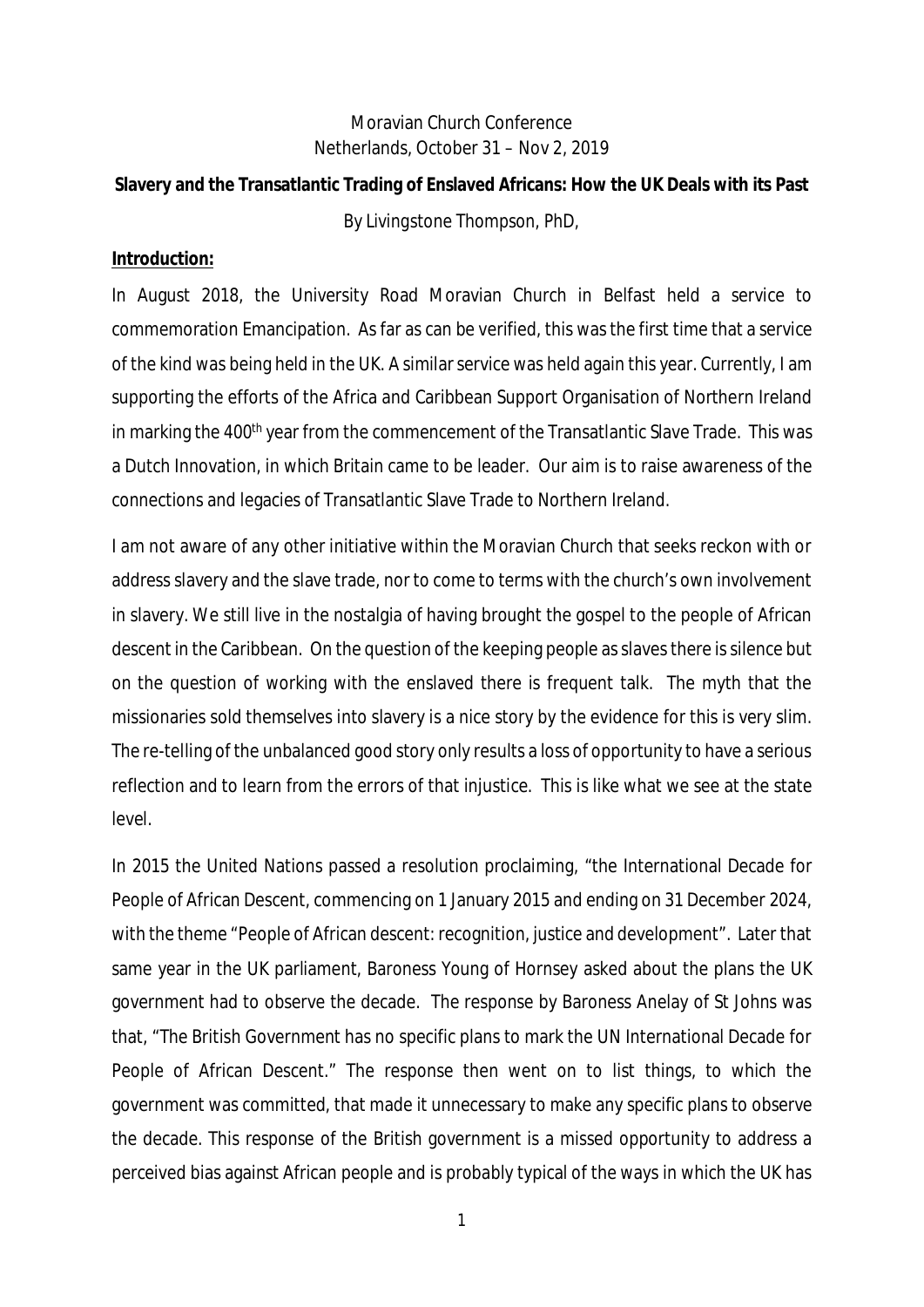Moravian Church Conference
Netherlands, October 31 – Nov 2, 2019

**Slavery and the Transatlantic Trading of Enslaved Africans: How the UK Deals with its Past**

By Livingstone Thompson, PhD,

**Introduction:**

In August 2018, the University Road Moravian Church in Belfast held a service to commemoration Emancipation. As far as can be verified, this was the first time that a service of the kind was being held in the UK. A similar service was held again this year. Currently, I am supporting the efforts of the Africa and Caribbean Support Organisation of Northern Ireland in marking the 400th year from the commencement of the Transatlantic Slave Trade. This was a Dutch Innovation, in which Britain came to be leader. Our aim is to raise awareness of the connections and legacies of Transatlantic Slave Trade to Northern Ireland.

I am not aware of any other initiative within the Moravian Church that seeks reckon with or address slavery and the slave trade, nor to come to terms with the church's own involvement in slavery. We still live in the nostalgia of having brought the gospel to the people of African descent in the Caribbean. On the question of the keeping people as slaves there is silence but on the question of working with the enslaved there is frequent talk. The myth that the missionaries sold themselves into slavery is a nice story by the evidence for this is very slim. The re-telling of the unbalanced good story only results a loss of opportunity to have a serious reflection and to learn from the errors of that injustice. This is like what we see at the state level.

In 2015 the United Nations passed a resolution proclaiming, "the International Decade for People of African Descent, commencing on 1 January 2015 and ending on 31 December 2024, with the theme "People of African descent: recognition, justice and development". Later that same year in the UK parliament, Baroness Young of Hornsey asked about the plans the UK government had to observe the decade. The response by Baroness Anelay of St Johns was that, "The British Government has no specific plans to mark the UN International Decade for People of African Descent." The response then went on to list things, to which the government was committed, that made it unnecessary to make any specific plans to observe the decade. This response of the British government is a missed opportunity to address a perceived bias against African people and is probably typical of the ways in which the UK has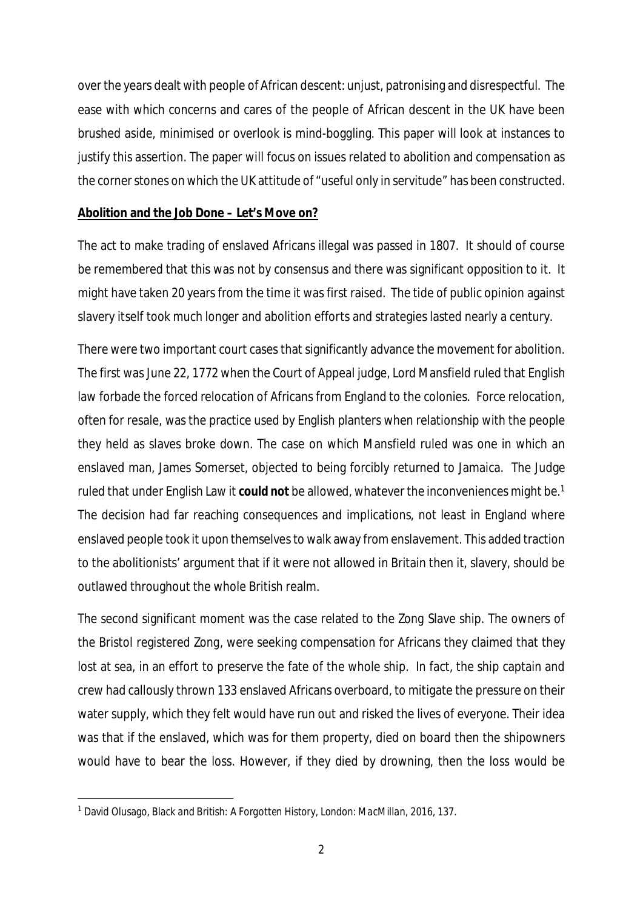over the years dealt with people of African descent: unjust, patronising and disrespectful. The ease with which concerns and cares of the people of African descent in the UK have been brushed aside, minimised or overlook is mind-boggling. This paper will look at instances to justify this assertion. The paper will focus on issues related to abolition and compensation as the corner stones on which the UK attitude of "useful only in servitude" has been constructed.

**Abolition and the Job Done – Let's Move on?**

The act to make trading of enslaved Africans illegal was passed in 1807. It should of course be remembered that this was not by consensus and there was significant opposition to it. It might have taken 20 years from the time it was first raised. The tide of public opinion against slavery itself took much longer and abolition efforts and strategies lasted nearly a century.

There were two important court cases that significantly advance the movement for abolition. The first was June 22, 1772 when the Court of Appeal judge, Lord Mansfield ruled that English law forbade the forced relocation of Africans from England to the colonies. Force relocation, often for resale, was the practice used by English planters when relationship with the people they held as slaves broke down. The case on which Mansfield ruled was one in which an enslaved man, James Somerset, objected to being forcibly returned to Jamaica. The Judge ruled that under English Law it **could not** be allowed, whatever the inconveniences might be.[1] The decision had far reaching consequences and implications, not least in England where enslaved people took it upon themselves to walk away from enslavement. This added traction to the abolitionists' argument that if it were not allowed in Britain then it, slavery, should be outlawed throughout the whole British realm.

The second significant moment was the case related to the Zong Slave ship. The owners of the Bristol registered Zong, were seeking compensation for Africans they claimed that they lost at sea, in an effort to preserve the fate of the whole ship. In fact, the ship captain and crew had callously thrown 133 enslaved Africans overboard, to mitigate the pressure on their water supply, which they felt would have run out and risked the lives of everyone. Their idea was that if the enslaved, which was for them property, died on board then the shipowners would have to bear the loss. However, if they died by drowning, then the loss would be

[1] David Olusago, *Black and British: A Forgotten History*, London: MacMillan, 2016, 137.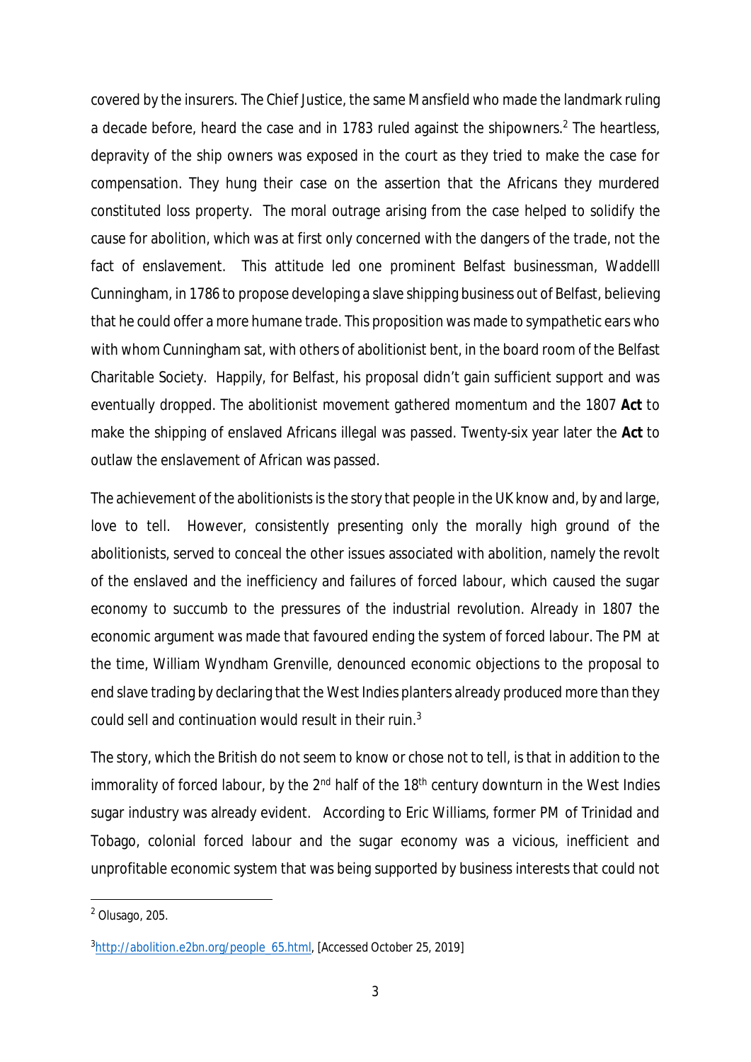covered by the insurers. The Chief Justice, the same Mansfield who made the landmark ruling a decade before, heard the case and in 1783 ruled against the shipowners.[2] The heartless, depravity of the ship owners was exposed in the court as they tried to make the case for compensation. They hung their case on the assertion that the Africans they murdered constituted loss property. The moral outrage arising from the case helped to solidify the cause for abolition, which was at first only concerned with the dangers of the trade, not the fact of enslavement. This attitude led one prominent Belfast businessman, Waddelll Cunningham, in 1786 to propose developing a slave shipping business out of Belfast, believing that he could offer a more humane trade. This proposition was made to sympathetic ears who with whom Cunningham sat, with others of abolitionist bent, in the board room of the Belfast Charitable Society. Happily, for Belfast, his proposal didn't gain sufficient support and was eventually dropped. The abolitionist movement gathered momentum and the 1807 **Act** to make the shipping of enslaved Africans illegal was passed. Twenty-six year later the **Act** to outlaw the enslavement of African was passed.

The achievement of the abolitionists is the story that people in the UK know and, by and large, love to tell. However, consistently presenting only the morally high ground of the abolitionists, served to conceal the other issues associated with abolition, namely the revolt of the enslaved and the inefficiency and failures of forced labour, which caused the sugar economy to succumb to the pressures of the industrial revolution. Already in 1807 the economic argument was made that favoured ending the system of forced labour. The PM at the time, William Wyndham Grenville, denounced economic objections to the proposal to end slave trading by declaring that the West Indies planters already produced more than they could sell and continuation would result in their ruin.[3]

The story, which the British do not seem to know or chose not to tell, is that in addition to the immorality of forced labour, by the 2nd half of the 18th century downturn in the West Indies sugar industry was already evident. According to Eric Williams, former PM of Trinidad and Tobago, colonial forced labour and the sugar economy was a vicious, inefficient and unprofitable economic system that was being supported by business interests that could not

---

[2] Olusago, 205.

[3] http://abolition.e2bn.org/people_65.html, [Accessed October 25, 2019]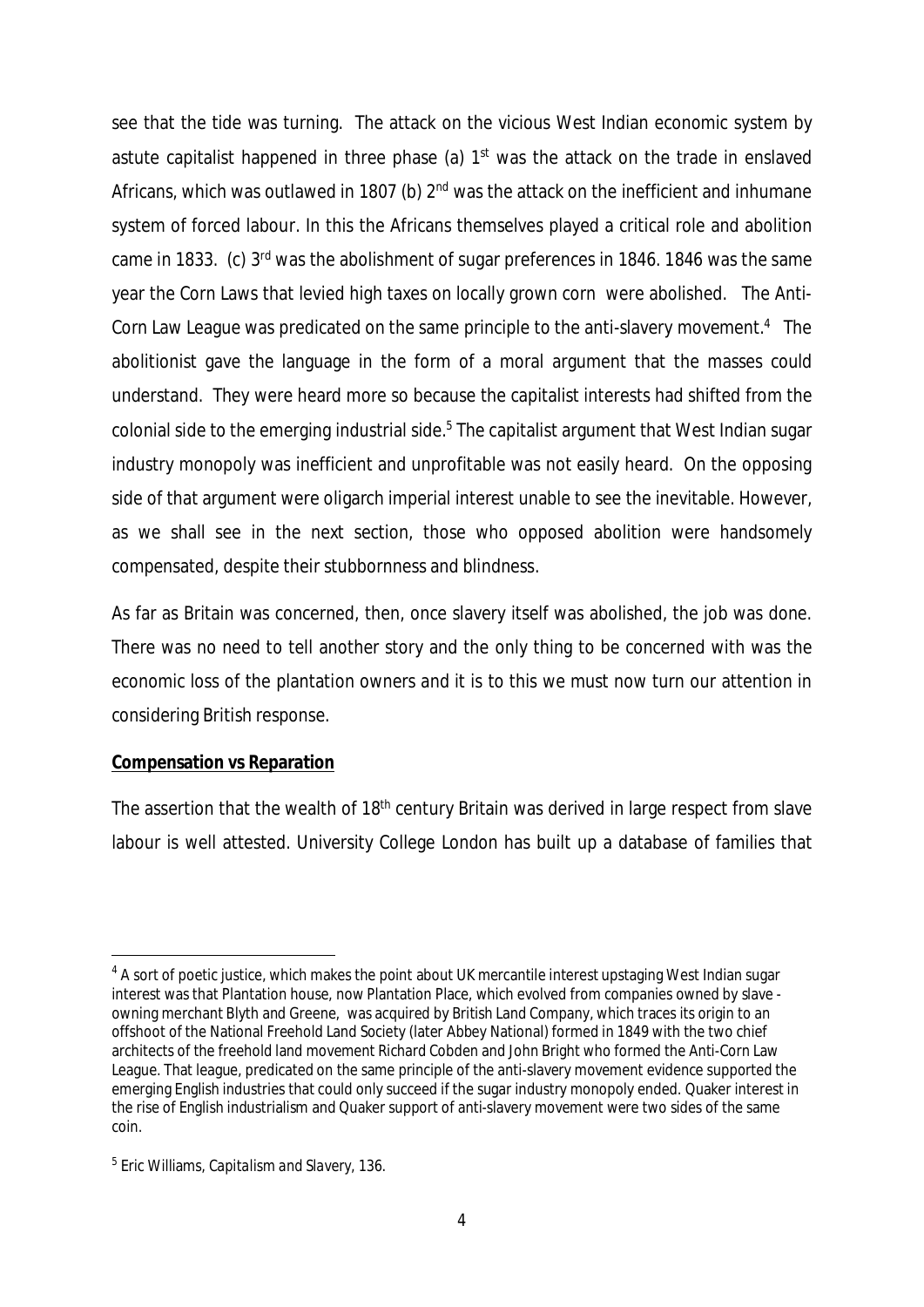see that the tide was turning. The attack on the vicious West Indian economic system by astute capitalist happened in three phase (a) 1st was the attack on the trade in enslaved Africans, which was outlawed in 1807 (b) 2nd was the attack on the inefficient and inhumane system of forced labour. In this the Africans themselves played a critical role and abolition came in 1833. (c) 3rd was the abolishment of sugar preferences in 1846. 1846 was the same year the Corn Laws that levied high taxes on locally grown corn were abolished. The Anti-Corn Law League was predicated on the same principle to the anti-slavery movement.[4] The abolitionist gave the language in the form of a moral argument that the masses could understand. They were heard more so because the capitalist interests had shifted from the colonial side to the emerging industrial side.[5] The capitalist argument that West Indian sugar industry monopoly was inefficient and unprofitable was not easily heard. On the opposing side of that argument were oligarch imperial interest unable to see the inevitable. However, as we shall see in the next section, those who opposed abolition were handsomely compensated, despite their stubbornness and blindness.

As far as Britain was concerned, then, once slavery itself was abolished, the job was done. There was no need to tell another story and the only thing to be concerned with was the economic loss of the plantation owners and it is to this we must now turn our attention in considering British response.

**Compensation vs Reparation**

The assertion that the wealth of 18th century Britain was derived in large respect from slave labour is well attested. University College London has built up a database of families that

---

[4] A sort of poetic justice, which makes the point about UK mercantile interest upstaging West Indian sugar interest was that Plantation house, now Plantation Place, which evolved from companies owned by slave - owning merchant Blyth and Greene, was acquired by British Land Company, which traces its origin to an offshoot of the National Freehold Land Society (later Abbey National) formed in 1849 with the two chief architects of the freehold land movement Richard Cobden and John Bright who formed the Anti-Corn Law League. That league, predicated on the same principle of the anti-slavery movement evidence supported the emerging English industries that could only succeed if the sugar industry monopoly ended. Quaker interest in the rise of English industrialism and Quaker support of anti-slavery movement were two sides of the same coin.

[5] Eric Williams, *Capitalism and Slavery*, 136.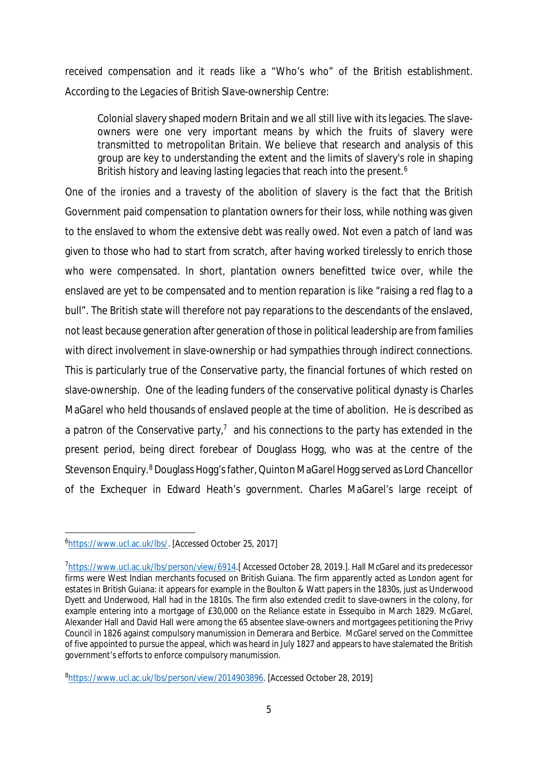received compensation and it reads like a "Who's who" of the British establishment. According to the *Legacies of British Slave-ownership Centre*:

> Colonial slavery shaped modern Britain and we all still live with its legacies. The slave-owners were one very important means by which the fruits of slavery were transmitted to metropolitan Britain. We believe that research and analysis of this group are key to understanding the extent and the limits of slavery's role in shaping British history and leaving lasting legacies that reach into the present.[6]

One of the ironies and a travesty of the abolition of slavery is the fact that the British Government paid compensation to plantation owners for their loss, while nothing was given to the enslaved to whom the extensive debt was really owed. Not even a patch of land was given to those who had to start from scratch, after having worked tirelessly to enrich those who were compensated. In short, plantation owners benefitted twice over, while the enslaved are yet to be compensated and to mention reparation is like "raising a red flag to a bull". The British state will therefore not pay reparations to the descendants of the enslaved, not least because generation after generation of those in political leadership are from families with direct involvement in slave-ownership or had sympathies through indirect connections. This is particularly true of the Conservative party, the financial fortunes of which rested on slave-ownership. One of the leading funders of the conservative political dynasty is Charles MaGarel who held thousands of enslaved people at the time of abolition. He is described as a patron of the Conservative party,[7] and his connections to the party has extended in the present period, being direct forebear of Douglass Hogg, who was at the centre of the Stevenson Enquiry.[8] Douglass Hogg's father, Quinton MaGarel Hogg served as Lord Chancellor of the Exchequer in Edward Heath's government. Charles MaGarel's large receipt of

---

[6] https://www.ucl.ac.uk/lbs/. [Accessed October 25, 2017]

[7] https://www.ucl.ac.uk/lbs/person/view/6914.[ Accessed October 28, 2019.]. Hall McGarel and its predecessor firms were West Indian merchants focused on British Guiana. The firm apparently acted as London agent for estates in British Guiana: it appears for example in the Boulton & Watt papers in the 1830s, just as Underwood Dyett and Underwood, Hall had in the 1810s. The firm also extended credit to slave-owners in the colony, for example entering into a mortgage of £30,000 on the Reliance estate in Essequibo in March 1829. McGarel, Alexander Hall and David Hall were among the 65 absentee slave-owners and mortgagees petitioning the Privy Council in 1826 against compulsory manumission in Demerara and Berbice. McGarel served on the Committee of five appointed to pursue the appeal, which was heard in July 1827 and appears to have stalemated the British government's efforts to enforce compulsory manumission.

[8] https://www.ucl.ac.uk/lbs/person/view/2014903896. [Accessed October 28, 2019]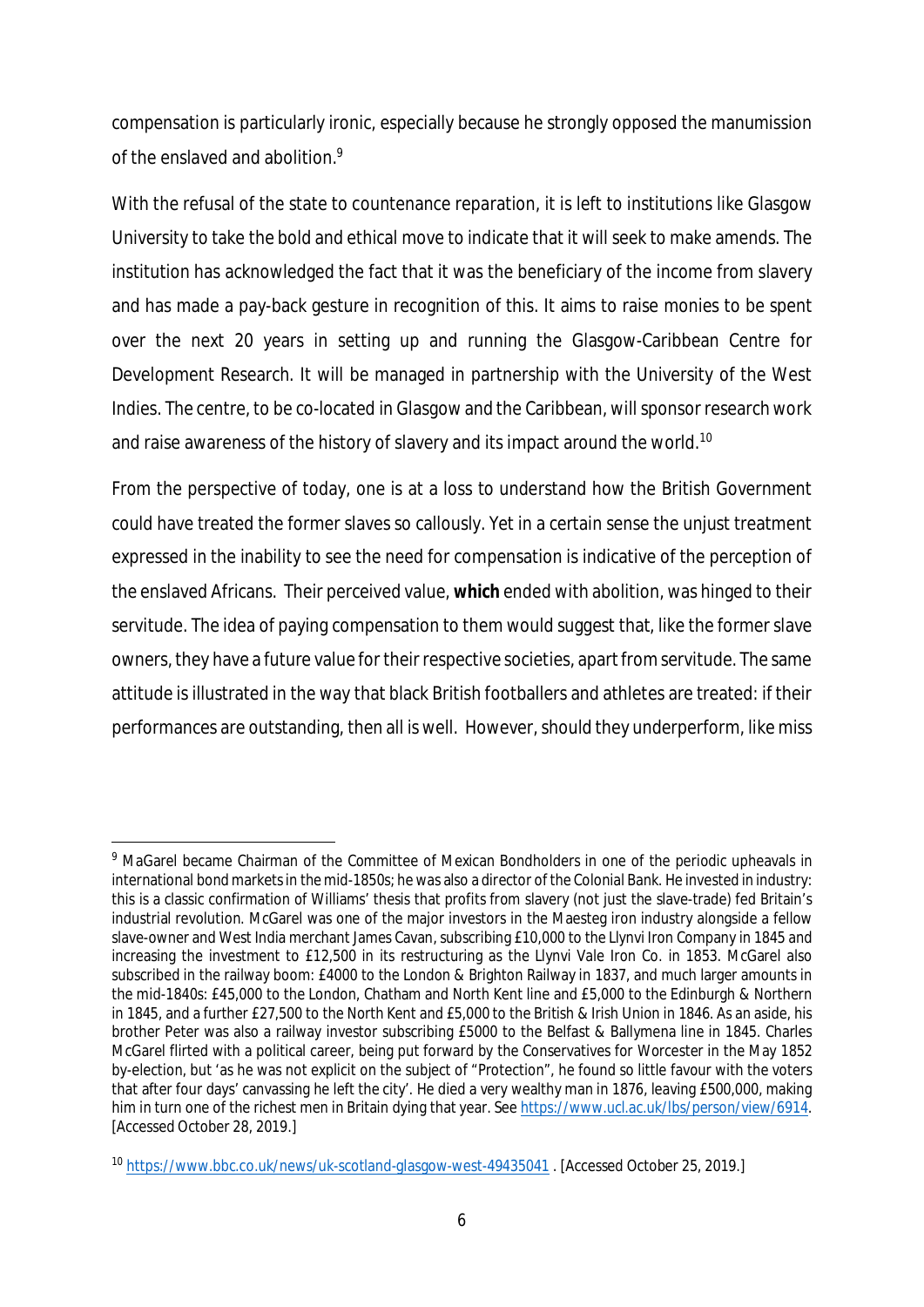compensation is particularly ironic, especially because he strongly opposed the manumission of the enslaved and abolition.[9]

With the refusal of the state to countenance reparation, it is left to institutions like Glasgow University to take the bold and ethical move to indicate that it will seek to make amends. The institution has acknowledged the fact that it was the beneficiary of the income from slavery and has made a pay-back gesture in recognition of this. It aims to raise monies to be spent over the next 20 years in setting up and running the Glasgow-Caribbean Centre for Development Research. It will be managed in partnership with the University of the West Indies. The centre, to be co-located in Glasgow and the Caribbean, will sponsor research work and raise awareness of the history of slavery and its impact around the world.[10]

From the perspective of today, one is at a loss to understand how the British Government could have treated the former slaves so callously. Yet in a certain sense the unjust treatment expressed in the inability to see the need for compensation is indicative of the perception of the enslaved Africans. Their perceived value, **which** ended with abolition, was hinged to their servitude. The idea of paying compensation to them would suggest that, like the former slave owners, they have a future value for their respective societies, apart from servitude. The same attitude is illustrated in the way that black British footballers and athletes are treated: if their performances are outstanding, then all is well. However, should they underperform, like miss

---

[9] MaGarel became Chairman of the Committee of Mexican Bondholders in one of the periodic upheavals in international bond markets in the mid-1850s; he was also a director of the Colonial Bank. He invested in industry: this is a classic confirmation of Williams' thesis that profits from slavery (not just the slave-trade) fed Britain's industrial revolution. McGarel was one of the major investors in the Maesteg iron industry alongside a fellow slave-owner and West India merchant James Cavan, subscribing £10,000 to the Llynvi Iron Company in 1845 and increasing the investment to £12,500 in its restructuring as the Llynvi Vale Iron Co. in 1853. McGarel also subscribed in the railway boom: £4000 to the London & Brighton Railway in 1837, and much larger amounts in the mid-1840s: £45,000 to the London, Chatham and North Kent line and £5,000 to the Edinburgh & Northern in 1845, and a further £27,500 to the North Kent and £5,000 to the British & Irish Union in 1846. As an aside, his brother Peter was also a railway investor subscribing £5000 to the Belfast & Ballymena line in 1845. Charles McGarel flirted with a political career, being put forward by the Conservatives for Worcester in the May 1852 by-election, but 'as he was not explicit on the subject of "Protection", he found so little favour with the voters that after four days' canvassing he left the city'. He died a very wealthy man in 1876, leaving £500,000, making him in turn one of the richest men in Britain dying that year. See https://www.ucl.ac.uk/lbs/person/view/6914. [Accessed October 28, 2019.]

[10] https://www.bbc.co.uk/news/uk-scotland-glasgow-west-49435041 . [Accessed October 25, 2019.]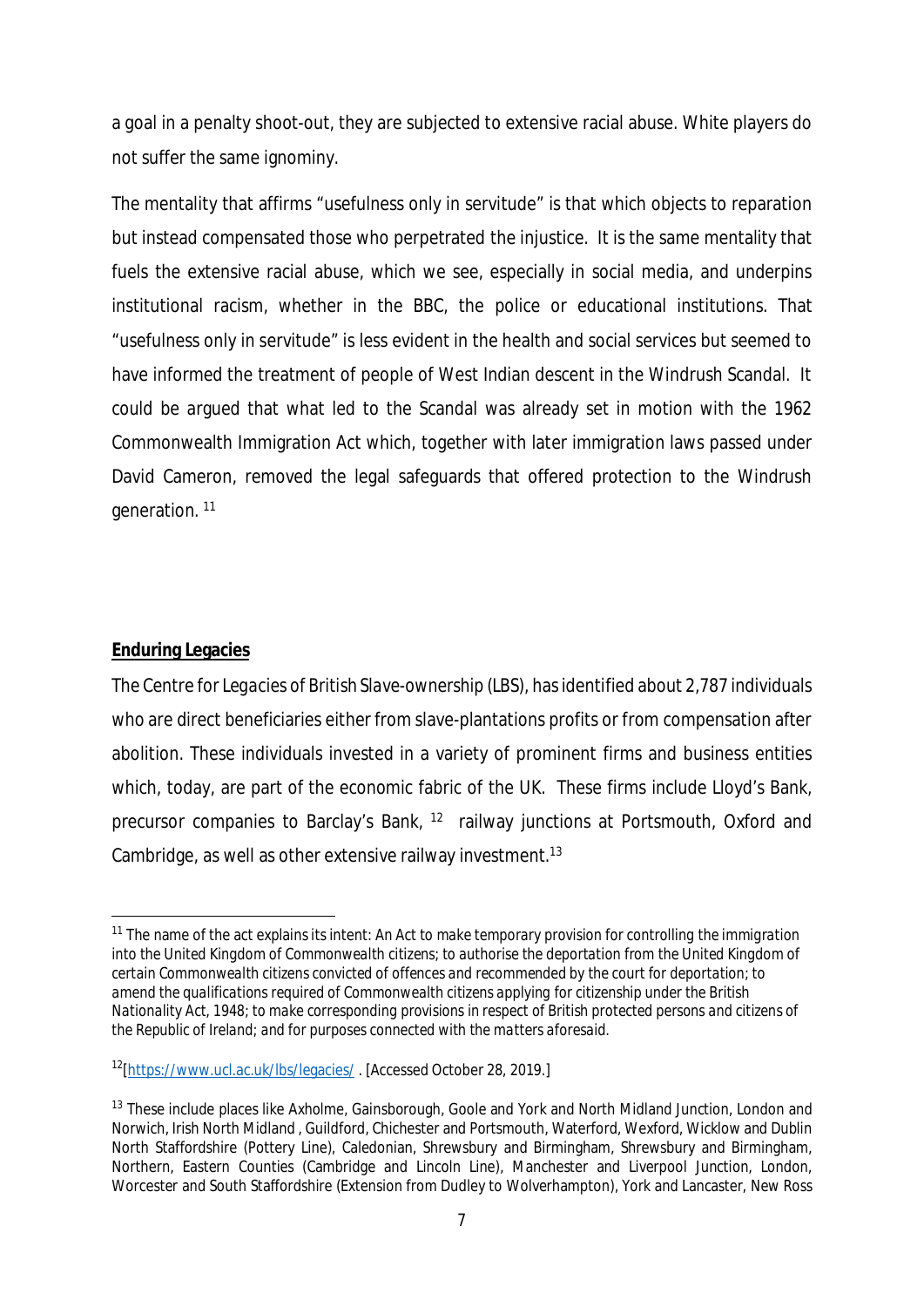a goal in a penalty shoot-out, they are subjected to extensive racial abuse. White players do not suffer the same ignominy.

The mentality that affirms "usefulness only in servitude" is that which objects to reparation but instead compensated those who perpetrated the injustice. It is the same mentality that fuels the extensive racial abuse, which we see, especially in social media, and underpins institutional racism, whether in the BBC, the police or educational institutions. That "usefulness only in servitude" is less evident in the health and social services but seemed to have informed the treatment of people of West Indian descent in the Windrush Scandal. It could be argued that what led to the Scandal was already set in motion with the 1962 Commonwealth Immigration Act which, together with later immigration laws passed under David Cameron, removed the legal safeguards that offered protection to the Windrush generation. [11]

**Enduring Legacies**

The *Centre for Legacies of British Slave-ownership* (LBS), has identified about 2,787 individuals who are direct beneficiaries either from slave-plantations profits or from compensation after abolition. These individuals invested in a variety of prominent firms and business entities which, today, are part of the economic fabric of the UK. These firms include Lloyd's Bank, precursor companies to Barclay's Bank, [12] railway junctions at Portsmouth, Oxford and Cambridge, as well as other extensive railway investment.[13]

---

[11] The name of the act explains its intent: *An Act to make temporary provision for controlling the immigration into the United Kingdom of Commonwealth citizens; to authorise the deportation from the United Kingdom of certain Commonwealth citizens convicted of offences and recommended by the court for deportation; to amend the qualifications required of Commonwealth citizens applying for citizenship under the British Nationality Act, 1948; to make corresponding provisions in respect of British protected persons and citizens of the Republic of Ireland; and for purposes connected with the matters aforesaid.*

[12][https://www.ucl.ac.uk/lbs/legacies/ . [Accessed October 28, 2019.]

[13] These include places like Axholme, Gainsborough, Goole and York and North Midland Junction, London and Norwich, Irish North Midland , Guildford, Chichester and Portsmouth, Waterford, Wexford, Wicklow and Dublin North Staffordshire (Pottery Line), Caledonian, Shrewsbury and Birmingham, Shrewsbury and Birmingham, Northern, Eastern Counties (Cambridge and Lincoln Line), Manchester and Liverpool Junction, London, Worcester and South Staffordshire (Extension from Dudley to Wolverhampton), York and Lancaster, New Ross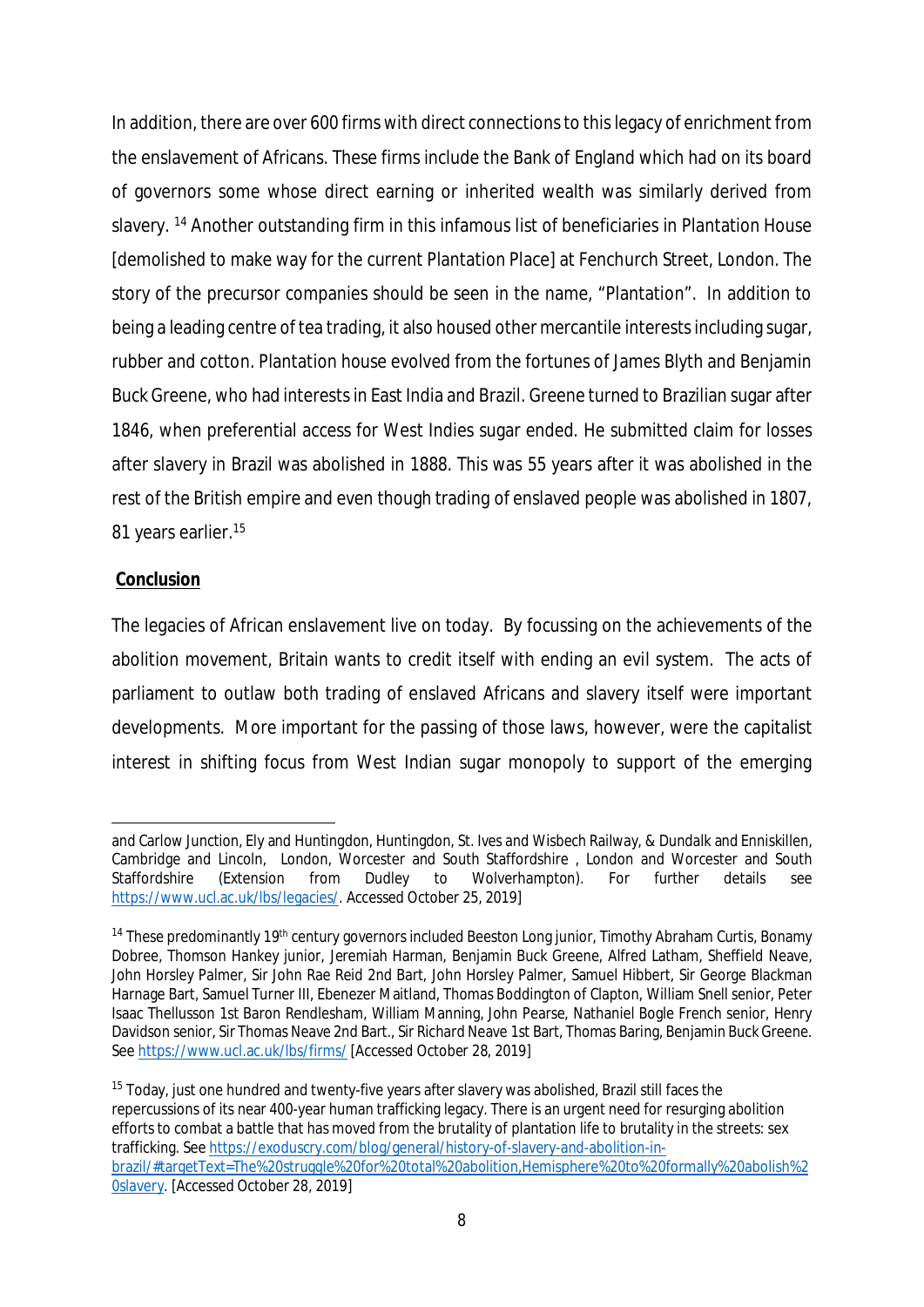In addition, there are over 600 firms with direct connections to this legacy of enrichment from the enslavement of Africans. These firms include the Bank of England which had on its board of governors some whose direct earning or inherited wealth was similarly derived from slavery. [14] Another outstanding firm in this infamous list of beneficiaries in Plantation House [demolished to make way for the current Plantation Place] at Fenchurch Street, London. The story of the precursor companies should be seen in the name, "Plantation". In addition to being a leading centre of tea trading, it also housed other mercantile interests including sugar, rubber and cotton. Plantation house evolved from the fortunes of James Blyth and Benjamin Buck Greene, who had interests in East India and Brazil. Greene turned to Brazilian sugar after 1846, when preferential access for West Indies sugar ended. He submitted claim for losses after slavery in Brazil was abolished in 1888. This was 55 years after it was abolished in the rest of the British empire and even though trading of enslaved people was abolished in 1807, 81 years earlier.[15]

**Conclusion**

The legacies of African enslavement live on today. By focussing on the achievements of the abolition movement, Britain wants to credit itself with ending an evil system. The acts of parliament to outlaw both trading of enslaved Africans and slavery itself were important developments. More important for the passing of those laws, however, were the capitalist interest in shifting focus from West Indian sugar monopoly to support of the emerging

---

and Carlow Junction, Ely and Huntingdon, Huntingdon, St. Ives and Wisbech Railway, & Dundalk and Enniskillen, Cambridge and Lincoln, London, Worcester and South Staffordshire , London and Worcester and South Staffordshire (Extension from Dudley to Wolverhampton). For further details see https://www.ucl.ac.uk/lbs/legacies/. Accessed October 25, 2019]

[14] These predominantly 19th century governors included Beeston Long junior, Timothy Abraham Curtis, Bonamy Dobree, Thomson Hankey junior, Jeremiah Harman, Benjamin Buck Greene, Alfred Latham, Sheffield Neave, John Horsley Palmer, Sir John Rae Reid 2nd Bart, John Horsley Palmer, Samuel Hibbert, Sir George Blackman Harnage Bart, Samuel Turner III, Ebenezer Maitland, Thomas Boddington of Clapton, William Snell senior, Peter Isaac Thellusson 1st Baron Rendlesham, William Manning, John Pearse, Nathaniel Bogle French senior, Henry Davidson senior, Sir Thomas Neave 2nd Bart., Sir Richard Neave 1st Bart, Thomas Baring, Benjamin Buck Greene. See https://www.ucl.ac.uk/lbs/firms/ [Accessed October 28, 2019]

[15] Today, just one hundred and twenty-five years after slavery was abolished, Brazil still faces the repercussions of its near 400-year human trafficking legacy. There is an urgent need for resurging abolition efforts to combat a battle that has moved from the brutality of plantation life to brutality in the streets: sex trafficking. See https://exoduscry.com/blog/general/history-of-slavery-and-abolition-in-brazil/#targetText=The%20struggle%20for%20total%20abolition,Hemisphere%20to%20formally%20abolish%20slavery. [Accessed October 28, 2019]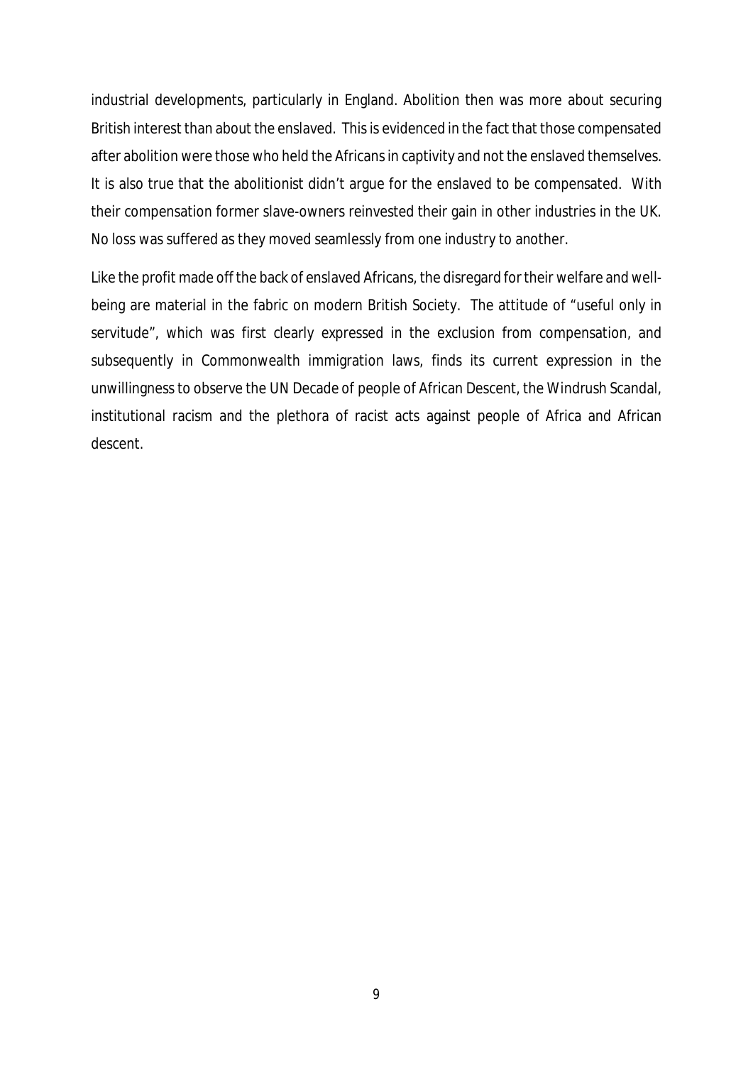industrial developments, particularly in England. Abolition then was more about securing British interest than about the enslaved. This is evidenced in the fact that those compensated after abolition were those who held the Africans in captivity and not the enslaved themselves. It is also true that the abolitionist didn't argue for the enslaved to be compensated. With their compensation former slave-owners reinvested their gain in other industries in the UK. No loss was suffered as they moved seamlessly from one industry to another.

Like the profit made off the back of enslaved Africans, the disregard for their welfare and well-being are material in the fabric on modern British Society. The attitude of "useful only in servitude", which was first clearly expressed in the exclusion from compensation, and subsequently in Commonwealth immigration laws, finds its current expression in the unwillingness to observe the UN Decade of people of African Descent, the Windrush Scandal, institutional racism and the plethora of racist acts against people of Africa and African descent.